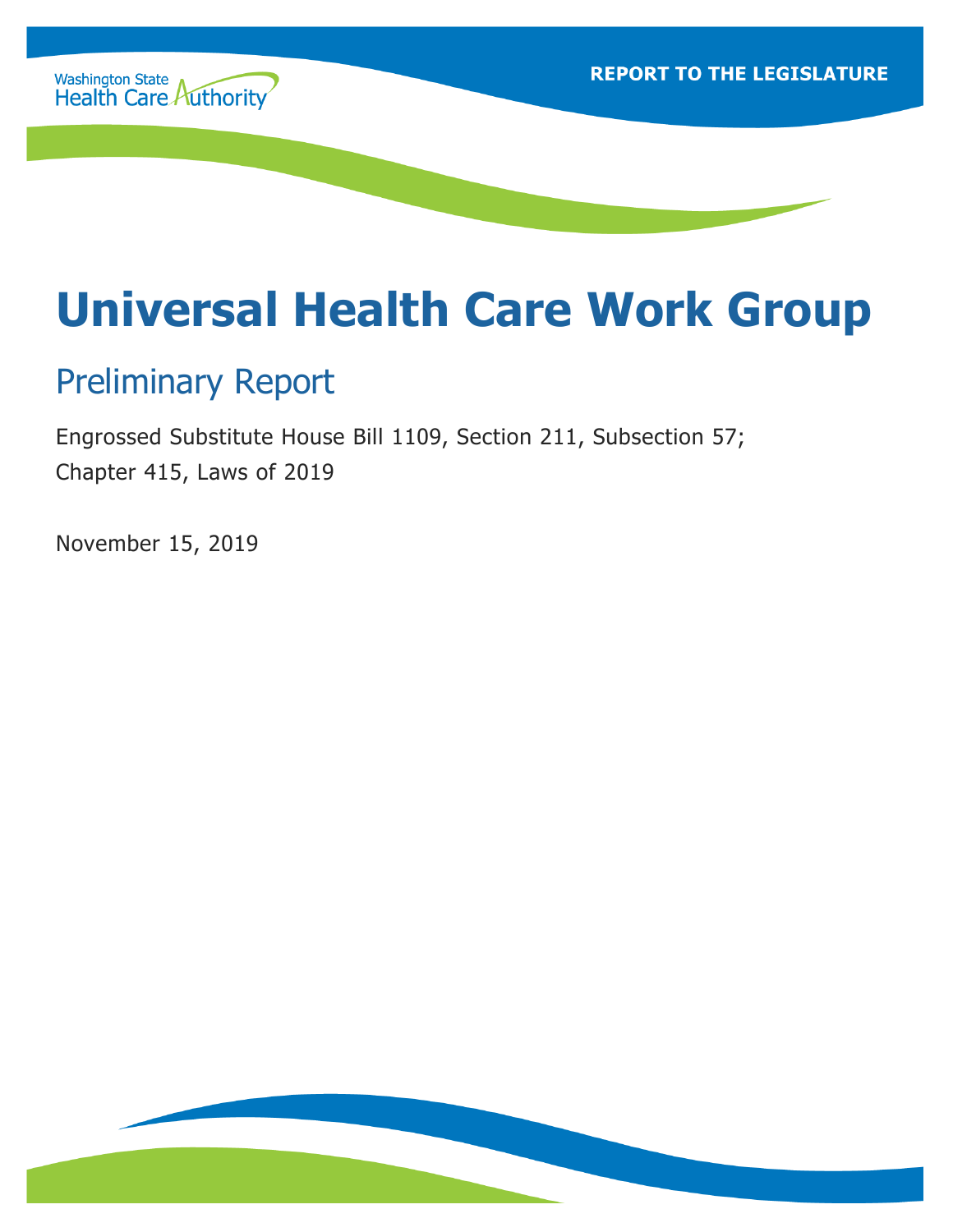Washington State Health Care Authority

REPORT TO THE LEGISLATURE

# Universal Health Care Work Group

## Preliminary Report

Engrossed Substitute House Bill 1109, Section 211, Subsection 57;
Chapter 415, Laws of 2019

November 15, 2019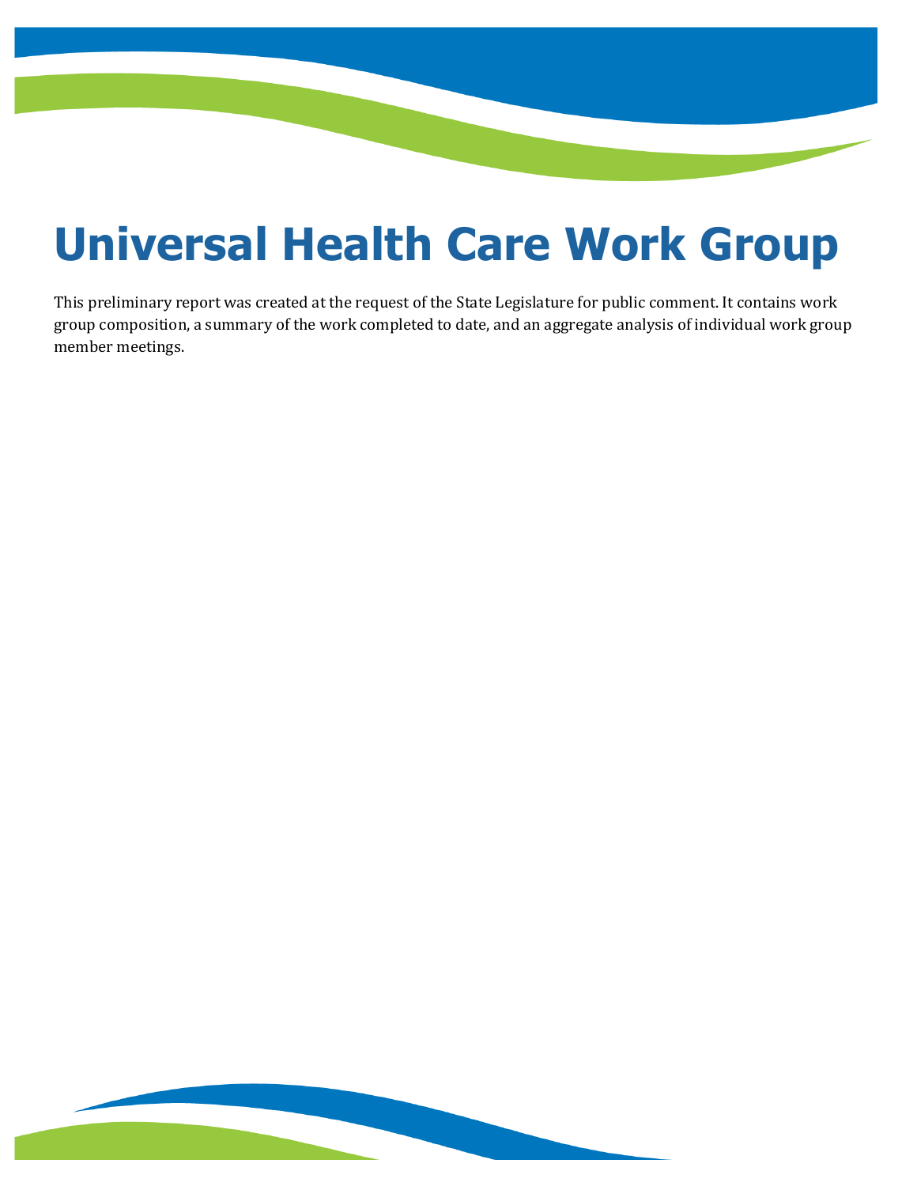# Universal Health Care Work Group

This preliminary report was created at the request of the State Legislature for public comment. It contains work group composition, a summary of the work completed to date, and an aggregate analysis of individual work group member meetings.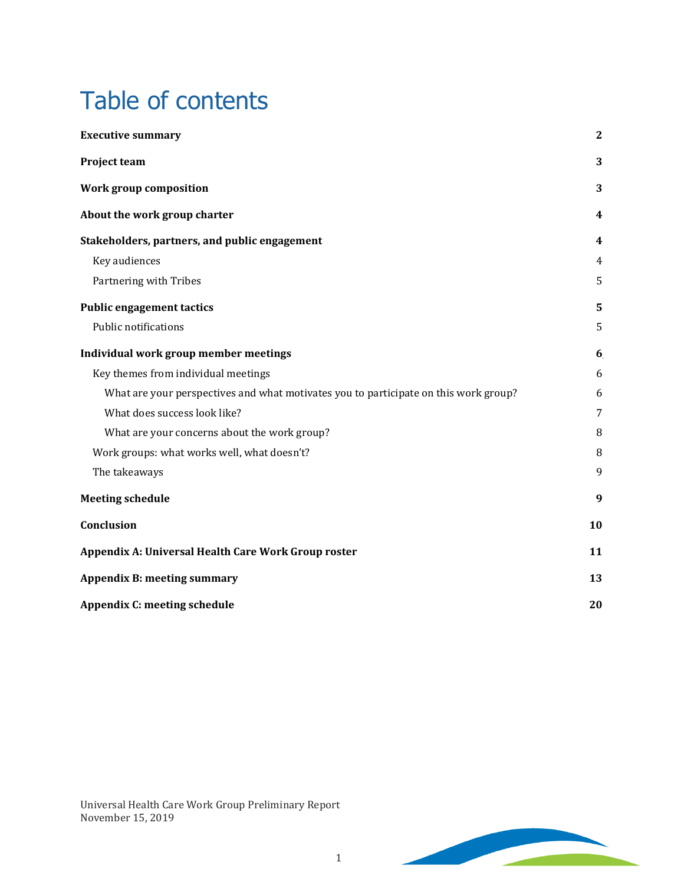# Table of contents

| | |
|---|---|
| **Executive summary** | **2** |
| **Project team** | **3** |
| **Work group composition** | **3** |
| **About the work group charter** | **4** |
| **Stakeholders, partners, and public engagement** | **4** |
| Key audiences | 4 |
| Partnering with Tribes | 5 |
| **Public engagement tactics** | **5** |
| Public notifications | 5 |
| **Individual work group member meetings** | **6** |
| Key themes from individual meetings | 6 |
| What are your perspectives and what motivates you to participate on this work group? | 6 |
| What does success look like? | 7 |
| What are your concerns about the work group? | 8 |
| Work groups: what works well, what doesn't? | 8 |
| The takeaways | 9 |
| **Meeting schedule** | **9** |
| **Conclusion** | **10** |
| **Appendix A: Universal Health Care Work Group roster** | **11** |
| **Appendix B: meeting summary** | **13** |
| **Appendix C: meeting schedule** | **20** |

Universal Health Care Work Group Preliminary Report
November 15, 2019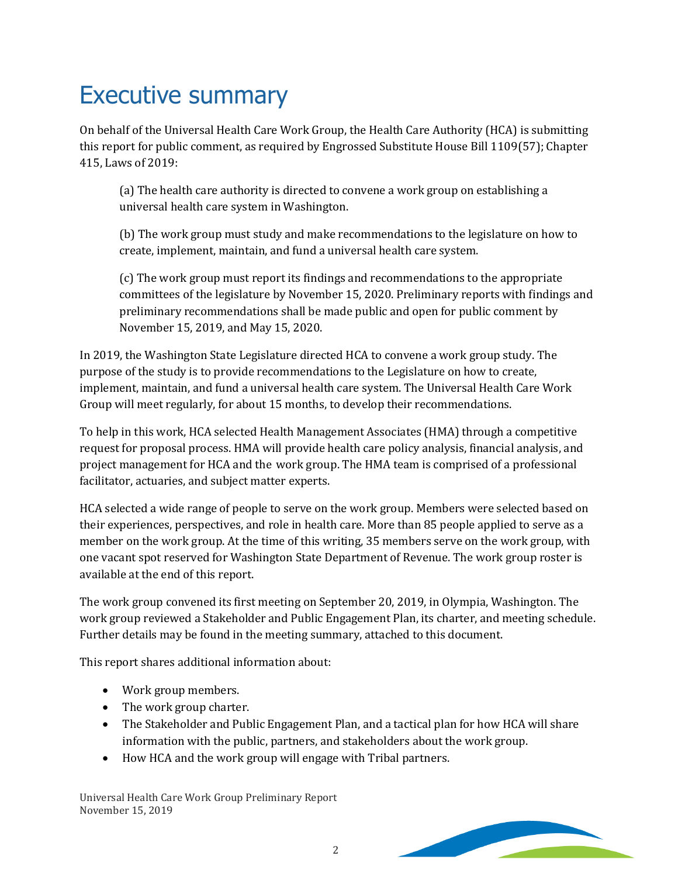# Executive summary

On behalf of the Universal Health Care Work Group, the Health Care Authority (HCA) is submitting this report for public comment, as required by Engrossed Substitute House Bill 1109(57); Chapter 415, Laws of 2019:

> (a) The health care authority is directed to convene a work group on establishing a universal health care system in Washington.
>
> (b) The work group must study and make recommendations to the legislature on how to create, implement, maintain, and fund a universal health care system.
>
> (c) The work group must report its findings and recommendations to the appropriate committees of the legislature by November 15, 2020. Preliminary reports with findings and preliminary recommendations shall be made public and open for public comment by November 15, 2019, and May 15, 2020.

In 2019, the Washington State Legislature directed HCA to convene a work group study. The purpose of the study is to provide recommendations to the Legislature on how to create, implement, maintain, and fund a universal health care system. The Universal Health Care Work Group will meet regularly, for about 15 months, to develop their recommendations.

To help in this work, HCA selected Health Management Associates (HMA) through a competitive request for proposal process. HMA will provide health care policy analysis, financial analysis, and project management for HCA and the work group. The HMA team is comprised of a professional facilitator, actuaries, and subject matter experts.

HCA selected a wide range of people to serve on the work group. Members were selected based on their experiences, perspectives, and role in health care. More than 85 people applied to serve as a member on the work group. At the time of this writing, 35 members serve on the work group, with one vacant spot reserved for Washington State Department of Revenue. The work group roster is available at the end of this report.

The work group convened its first meeting on September 20, 2019, in Olympia, Washington. The work group reviewed a Stakeholder and Public Engagement Plan, its charter, and meeting schedule. Further details may be found in the meeting summary, attached to this document.

This report shares additional information about:

- Work group members.
- The work group charter.
- The Stakeholder and Public Engagement Plan, and a tactical plan for how HCA will share information with the public, partners, and stakeholders about the work group.
- How HCA and the work group will engage with Tribal partners.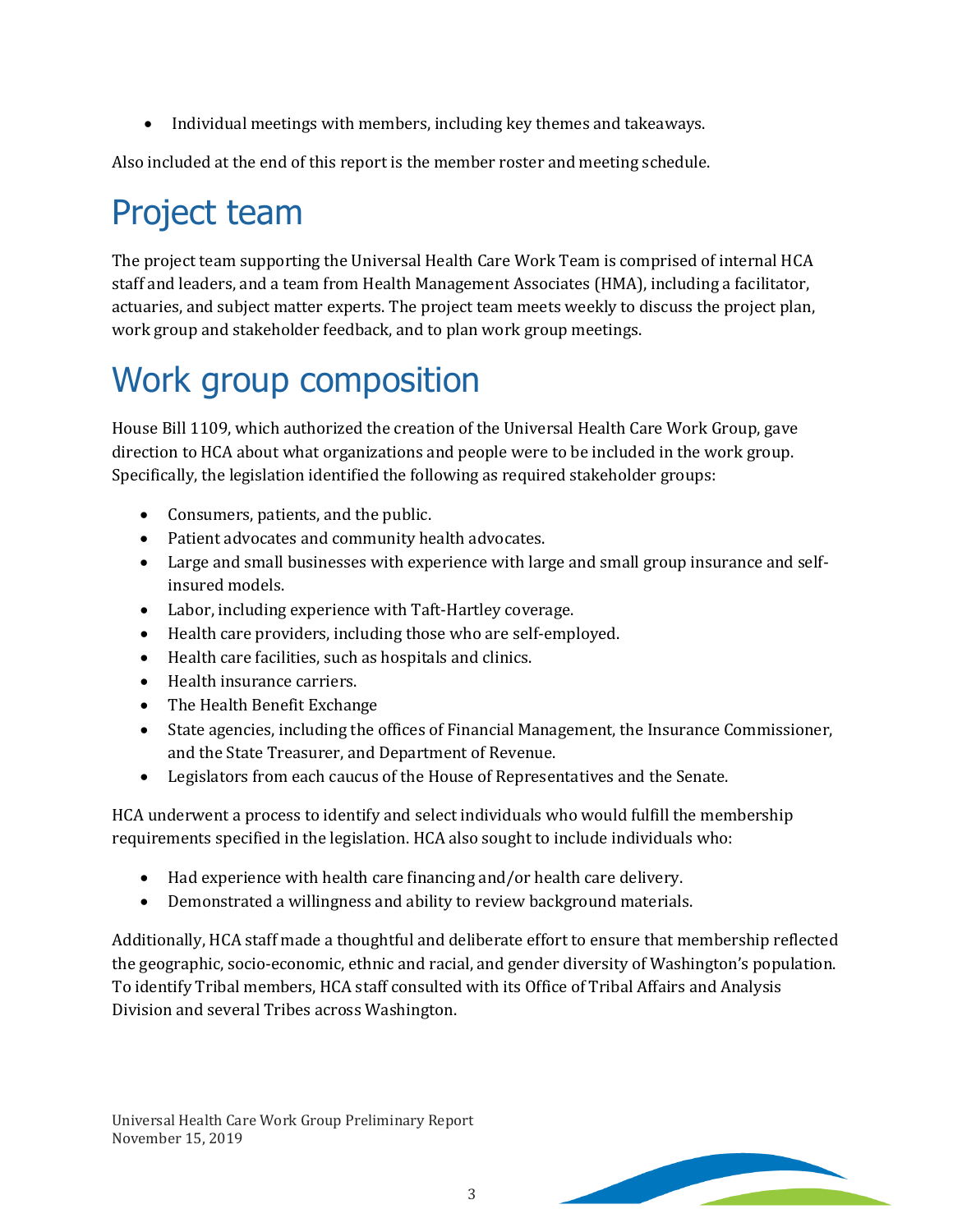- Individual meetings with members, including key themes and takeaways.

Also included at the end of this report is the member roster and meeting schedule.

# Project team

The project team supporting the Universal Health Care Work Team is comprised of internal HCA staff and leaders, and a team from Health Management Associates (HMA), including a facilitator, actuaries, and subject matter experts. The project team meets weekly to discuss the project plan, work group and stakeholder feedback, and to plan work group meetings.

# Work group composition

House Bill 1109, which authorized the creation of the Universal Health Care Work Group, gave direction to HCA about what organizations and people were to be included in the work group. Specifically, the legislation identified the following as required stakeholder groups:

- Consumers, patients, and the public.
- Patient advocates and community health advocates.
- Large and small businesses with experience with large and small group insurance and self-insured models.
- Labor, including experience with Taft-Hartley coverage.
- Health care providers, including those who are self-employed.
- Health care facilities, such as hospitals and clinics.
- Health insurance carriers.
- The Health Benefit Exchange
- State agencies, including the offices of Financial Management, the Insurance Commissioner, and the State Treasurer, and Department of Revenue.
- Legislators from each caucus of the House of Representatives and the Senate.

HCA underwent a process to identify and select individuals who would fulfill the membership requirements specified in the legislation. HCA also sought to include individuals who:

- Had experience with health care financing and/or health care delivery.
- Demonstrated a willingness and ability to review background materials.

Additionally, HCA staff made a thoughtful and deliberate effort to ensure that membership reflected the geographic, socio-economic, ethnic and racial, and gender diversity of Washington's population. To identify Tribal members, HCA staff consulted with its Office of Tribal Affairs and Analysis Division and several Tribes across Washington.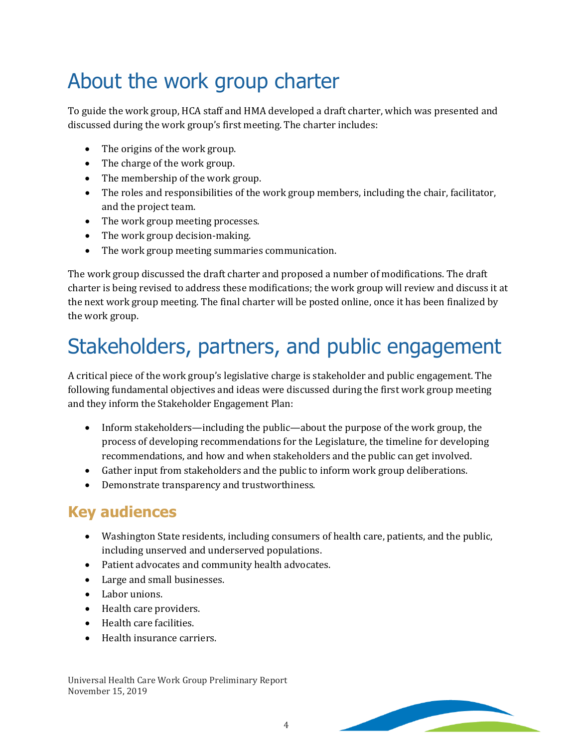# About the work group charter

To guide the work group, HCA staff and HMA developed a draft charter, which was presented and discussed during the work group's first meeting. The charter includes:

- The origins of the work group.
- The charge of the work group.
- The membership of the work group.
- The roles and responsibilities of the work group members, including the chair, facilitator, and the project team.
- The work group meeting processes.
- The work group decision-making.
- The work group meeting summaries communication.

The work group discussed the draft charter and proposed a number of modifications. The draft charter is being revised to address these modifications; the work group will review and discuss it at the next work group meeting. The final charter will be posted online, once it has been finalized by the work group.

# Stakeholders, partners, and public engagement

A critical piece of the work group's legislative charge is stakeholder and public engagement. The following fundamental objectives and ideas were discussed during the first work group meeting and they inform the Stakeholder Engagement Plan:

- Inform stakeholders—including the public—about the purpose of the work group, the process of developing recommendations for the Legislature, the timeline for developing recommendations, and how and when stakeholders and the public can get involved.
- Gather input from stakeholders and the public to inform work group deliberations.
- Demonstrate transparency and trustworthiness.

## Key audiences

- Washington State residents, including consumers of health care, patients, and the public, including unserved and underserved populations.
- Patient advocates and community health advocates.
- Large and small businesses.
- Labor unions.
- Health care providers.
- Health care facilities.
- Health insurance carriers.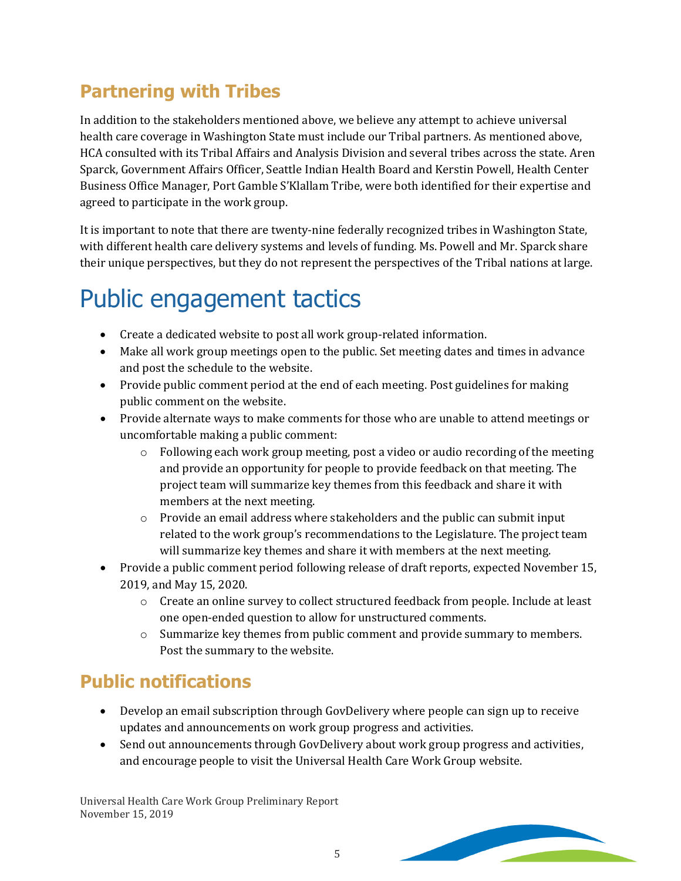## Partnering with Tribes

In addition to the stakeholders mentioned above, we believe any attempt to achieve universal health care coverage in Washington State must include our Tribal partners. As mentioned above, HCA consulted with its Tribal Affairs and Analysis Division and several tribes across the state. Aren Sparck, Government Affairs Officer, Seattle Indian Health Board and Kerstin Powell, Health Center Business Office Manager, Port Gamble S'Klallam Tribe, were both identified for their expertise and agreed to participate in the work group.

It is important to note that there are twenty-nine federally recognized tribes in Washington State, with different health care delivery systems and levels of funding. Ms. Powell and Mr. Sparck share their unique perspectives, but they do not represent the perspectives of the Tribal nations at large.

# Public engagement tactics

- Create a dedicated website to post all work group-related information.
- Make all work group meetings open to the public. Set meeting dates and times in advance and post the schedule to the website.
- Provide public comment period at the end of each meeting. Post guidelines for making public comment on the website.
- Provide alternate ways to make comments for those who are unable to attend meetings or uncomfortable making a public comment:
    - Following each work group meeting, post a video or audio recording of the meeting and provide an opportunity for people to provide feedback on that meeting. The project team will summarize key themes from this feedback and share it with members at the next meeting.
    - Provide an email address where stakeholders and the public can submit input related to the work group's recommendations to the Legislature. The project team will summarize key themes and share it with members at the next meeting.
- Provide a public comment period following release of draft reports, expected November 15, 2019, and May 15, 2020.
    - Create an online survey to collect structured feedback from people. Include at least one open-ended question to allow for unstructured comments.
    - Summarize key themes from public comment and provide summary to members. Post the summary to the website.

## Public notifications

- Develop an email subscription through GovDelivery where people can sign up to receive updates and announcements on work group progress and activities.
- Send out announcements through GovDelivery about work group progress and activities, and encourage people to visit the Universal Health Care Work Group website.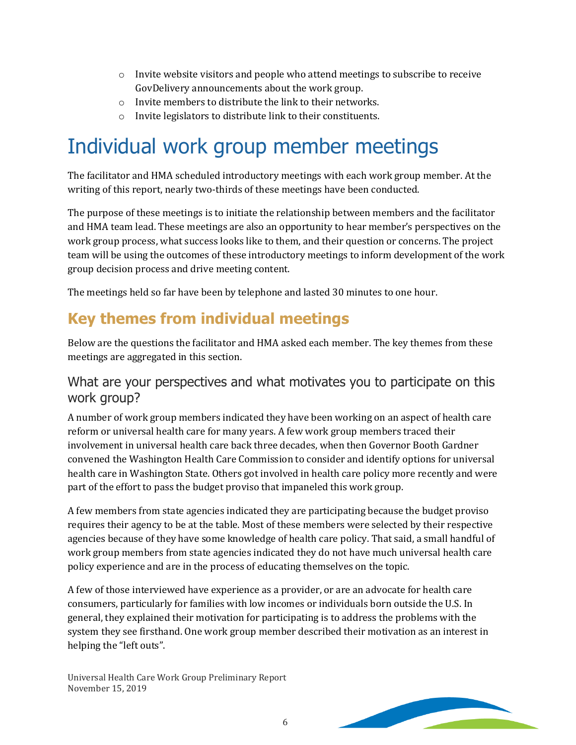- Invite website visitors and people who attend meetings to subscribe to receive GovDelivery announcements about the work group.
- Invite members to distribute the link to their networks.
- Invite legislators to distribute link to their constituents.

# Individual work group member meetings

The facilitator and HMA scheduled introductory meetings with each work group member. At the writing of this report, nearly two-thirds of these meetings have been conducted.

The purpose of these meetings is to initiate the relationship between members and the facilitator and HMA team lead. These meetings are also an opportunity to hear member's perspectives on the work group process, what success looks like to them, and their question or concerns. The project team will be using the outcomes of these introductory meetings to inform development of the work group decision process and drive meeting content.

The meetings held so far have been by telephone and lasted 30 minutes to one hour.

## Key themes from individual meetings

Below are the questions the facilitator and HMA asked each member. The key themes from these meetings are aggregated in this section.

### What are your perspectives and what motivates you to participate on this work group?

A number of work group members indicated they have been working on an aspect of health care reform or universal health care for many years. A few work group members traced their involvement in universal health care back three decades, when then Governor Booth Gardner convened the Washington Health Care Commission to consider and identify options for universal health care in Washington State. Others got involved in health care policy more recently and were part of the effort to pass the budget proviso that impaneled this work group.

A few members from state agencies indicated they are participating because the budget proviso requires their agency to be at the table. Most of these members were selected by their respective agencies because of they have some knowledge of health care policy. That said, a small handful of work group members from state agencies indicated they do not have much universal health care policy experience and are in the process of educating themselves on the topic.

A few of those interviewed have experience as a provider, or are an advocate for health care consumers, particularly for families with low incomes or individuals born outside the U.S. In general, they explained their motivation for participating is to address the problems with the system they see firsthand. One work group member described their motivation as an interest in helping the "left outs".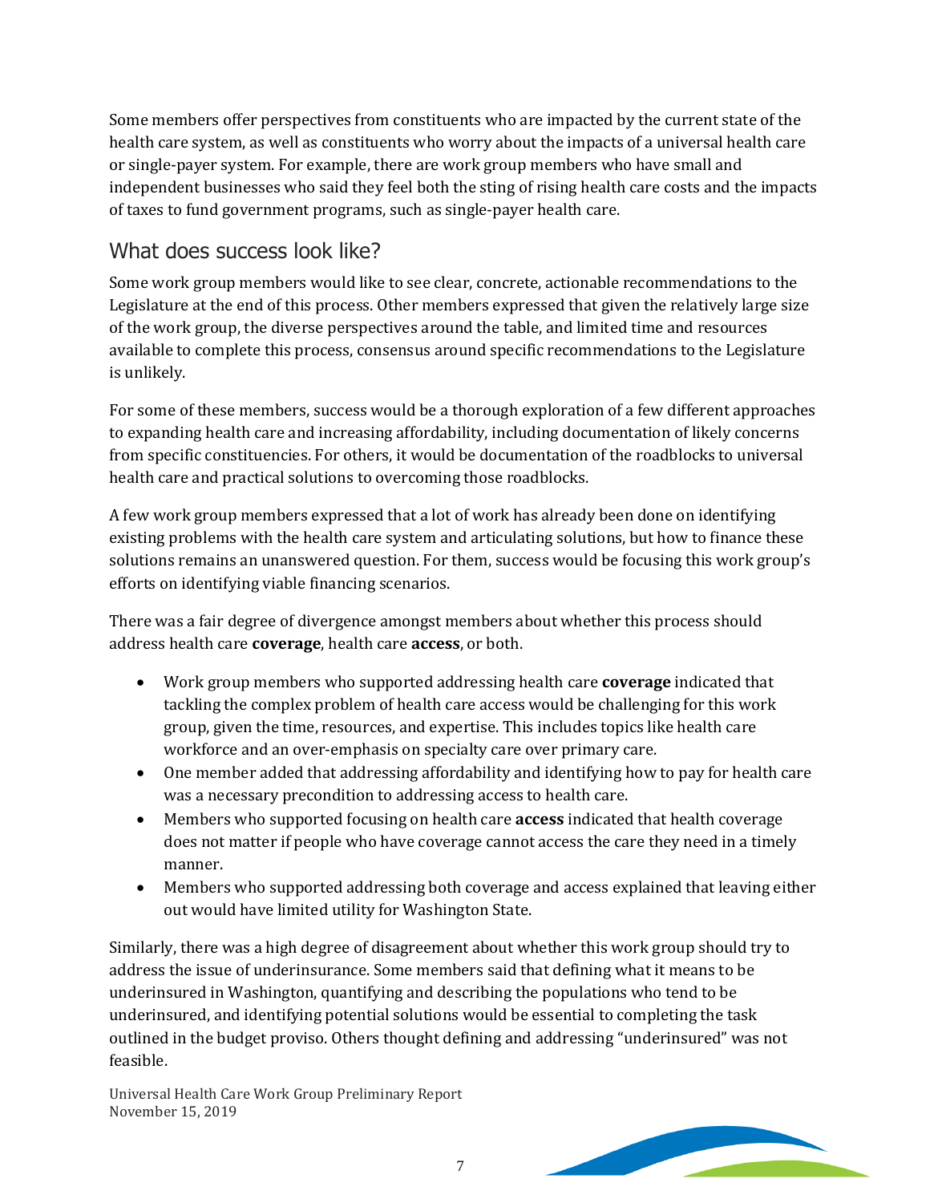Some members offer perspectives from constituents who are impacted by the current state of the health care system, as well as constituents who worry about the impacts of a universal health care or single-payer system. For example, there are work group members who have small and independent businesses who said they feel both the sting of rising health care costs and the impacts of taxes to fund government programs, such as single-payer health care.

## What does success look like?

Some work group members would like to see clear, concrete, actionable recommendations to the Legislature at the end of this process. Other members expressed that given the relatively large size of the work group, the diverse perspectives around the table, and limited time and resources available to complete this process, consensus around specific recommendations to the Legislature is unlikely.

For some of these members, success would be a thorough exploration of a few different approaches to expanding health care and increasing affordability, including documentation of likely concerns from specific constituencies. For others, it would be documentation of the roadblocks to universal health care and practical solutions to overcoming those roadblocks.

A few work group members expressed that a lot of work has already been done on identifying existing problems with the health care system and articulating solutions, but how to finance these solutions remains an unanswered question. For them, success would be focusing this work group's efforts on identifying viable financing scenarios.

There was a fair degree of divergence amongst members about whether this process should address health care **coverage**, health care **access**, or both.

- Work group members who supported addressing health care **coverage** indicated that tackling the complex problem of health care access would be challenging for this work group, given the time, resources, and expertise. This includes topics like health care workforce and an over-emphasis on specialty care over primary care.
- One member added that addressing affordability and identifying how to pay for health care was a necessary precondition to addressing access to health care.
- Members who supported focusing on health care **access** indicated that health coverage does not matter if people who have coverage cannot access the care they need in a timely manner.
- Members who supported addressing both coverage and access explained that leaving either out would have limited utility for Washington State.

Similarly, there was a high degree of disagreement about whether this work group should try to address the issue of underinsurance. Some members said that defining what it means to be underinsured in Washington, quantifying and describing the populations who tend to be underinsured, and identifying potential solutions would be essential to completing the task outlined in the budget proviso. Others thought defining and addressing "underinsured" was not feasible.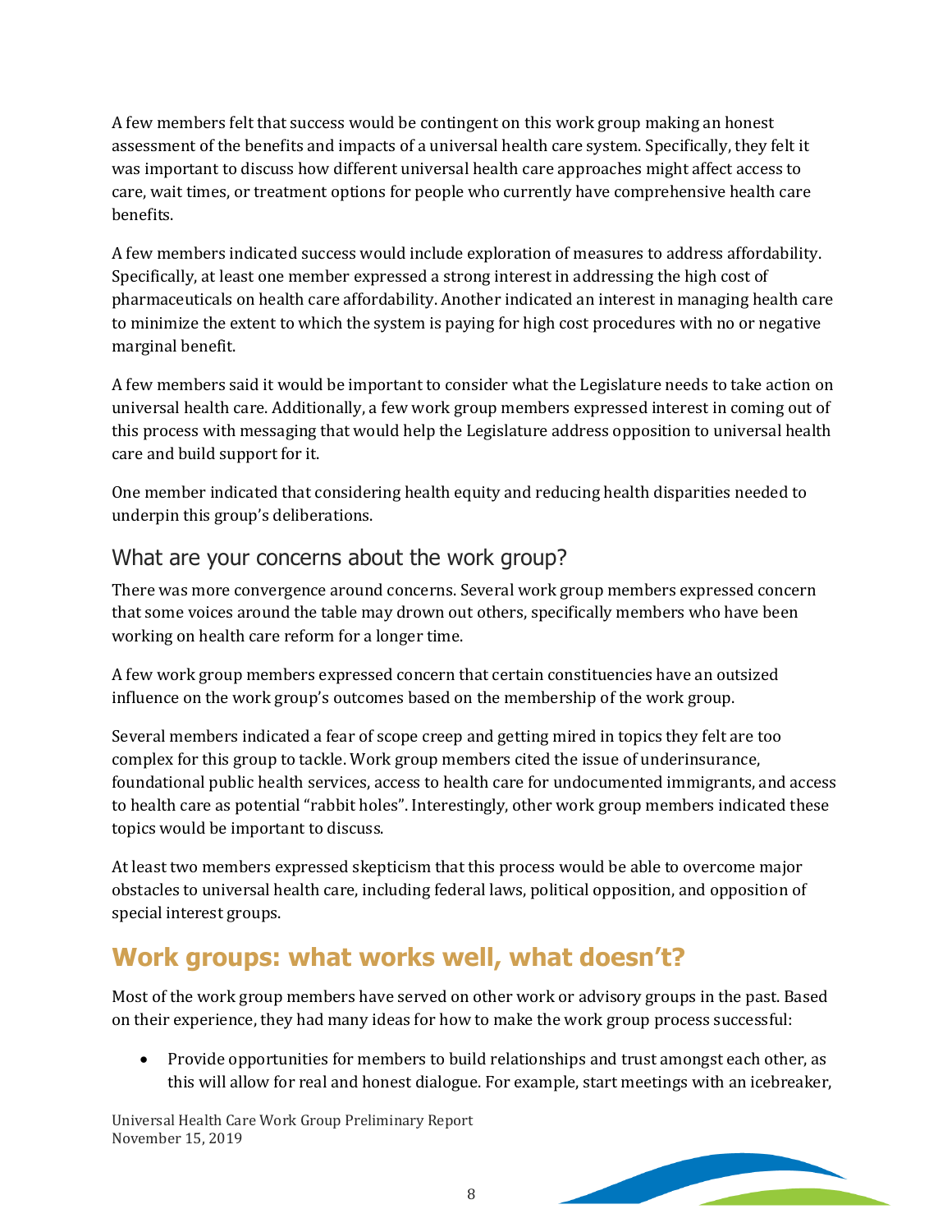A few members felt that success would be contingent on this work group making an honest assessment of the benefits and impacts of a universal health care system. Specifically, they felt it was important to discuss how different universal health care approaches might affect access to care, wait times, or treatment options for people who currently have comprehensive health care benefits.

A few members indicated success would include exploration of measures to address affordability. Specifically, at least one member expressed a strong interest in addressing the high cost of pharmaceuticals on health care affordability. Another indicated an interest in managing health care to minimize the extent to which the system is paying for high cost procedures with no or negative marginal benefit.

A few members said it would be important to consider what the Legislature needs to take action on universal health care. Additionally, a few work group members expressed interest in coming out of this process with messaging that would help the Legislature address opposition to universal health care and build support for it.

One member indicated that considering health equity and reducing health disparities needed to underpin this group's deliberations.

### What are your concerns about the work group?

There was more convergence around concerns. Several work group members expressed concern that some voices around the table may drown out others, specifically members who have been working on health care reform for a longer time.

A few work group members expressed concern that certain constituencies have an outsized influence on the work group's outcomes based on the membership of the work group.

Several members indicated a fear of scope creep and getting mired in topics they felt are too complex for this group to tackle. Work group members cited the issue of underinsurance, foundational public health services, access to health care for undocumented immigrants, and access to health care as potential "rabbit holes". Interestingly, other work group members indicated these topics would be important to discuss.

At least two members expressed skepticism that this process would be able to overcome major obstacles to universal health care, including federal laws, political opposition, and opposition of special interest groups.

## Work groups: what works well, what doesn't?

Most of the work group members have served on other work or advisory groups in the past. Based on their experience, they had many ideas for how to make the work group process successful:

- Provide opportunities for members to build relationships and trust amongst each other, as this will allow for real and honest dialogue. For example, start meetings with an icebreaker,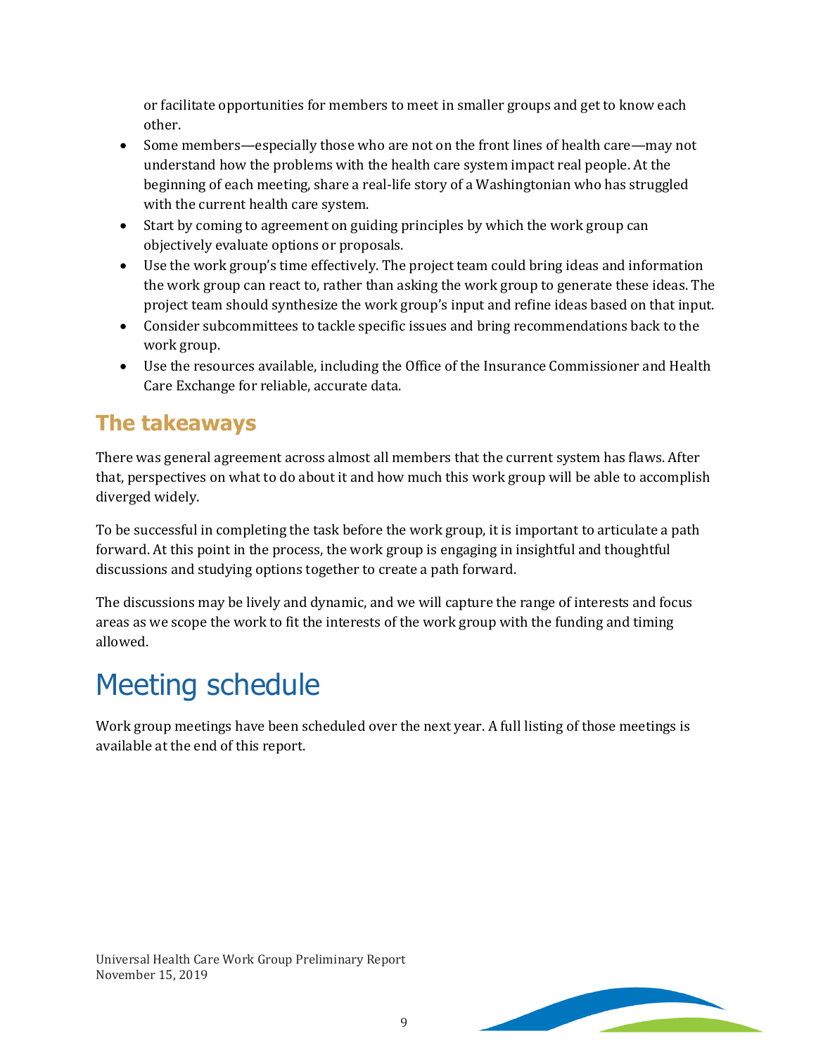or facilitate opportunities for members to meet in smaller groups and get to know each other.

- Some members—especially those who are not on the front lines of health care—may not understand how the problems with the health care system impact real people. At the beginning of each meeting, share a real-life story of a Washingtonian who has struggled with the current health care system.
- Start by coming to agreement on guiding principles by which the work group can objectively evaluate options or proposals.
- Use the work group's time effectively. The project team could bring ideas and information the work group can react to, rather than asking the work group to generate these ideas. The project team should synthesize the work group's input and refine ideas based on that input.
- Consider subcommittees to tackle specific issues and bring recommendations back to the work group.
- Use the resources available, including the Office of the Insurance Commissioner and Health Care Exchange for reliable, accurate data.

## The takeaways

There was general agreement across almost all members that the current system has flaws. After that, perspectives on what to do about it and how much this work group will be able to accomplish diverged widely.

To be successful in completing the task before the work group, it is important to articulate a path forward. At this point in the process, the work group is engaging in insightful and thoughtful discussions and studying options together to create a path forward.

The discussions may be lively and dynamic, and we will capture the range of interests and focus areas as we scope the work to fit the interests of the work group with the funding and timing allowed.

# Meeting schedule

Work group meetings have been scheduled over the next year. A full listing of those meetings is available at the end of this report.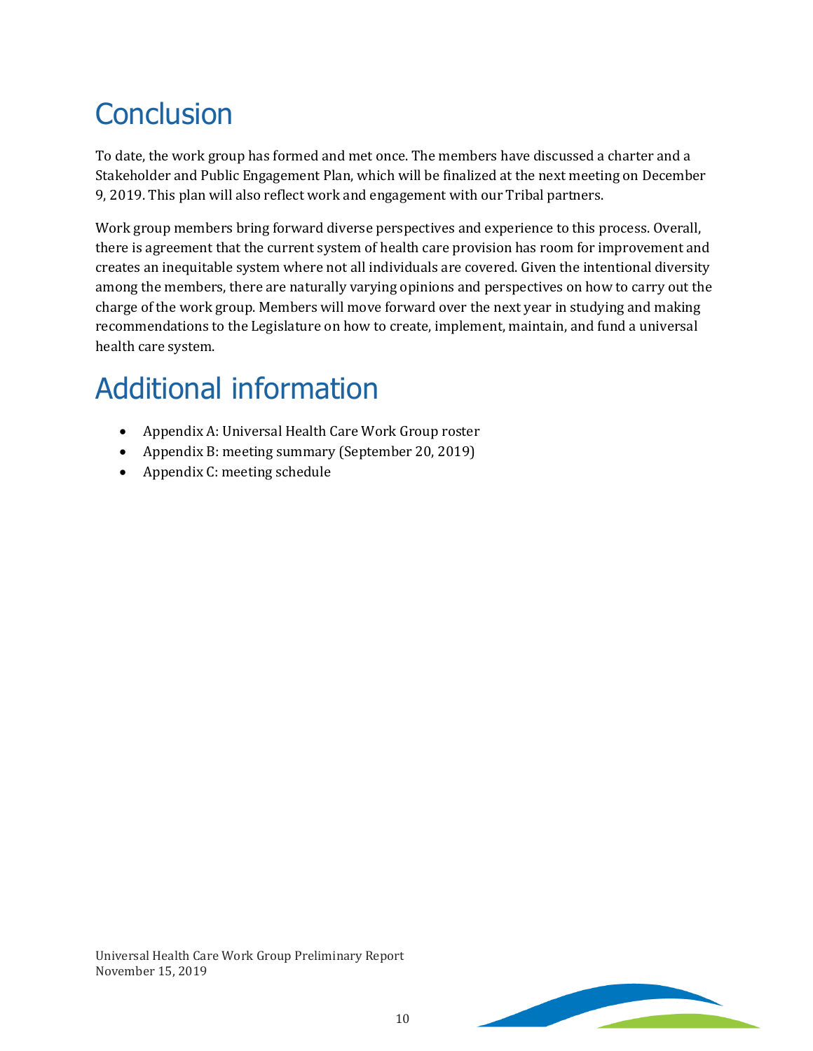# Conclusion

To date, the work group has formed and met once. The members have discussed a charter and a Stakeholder and Public Engagement Plan, which will be finalized at the next meeting on December 9, 2019. This plan will also reflect work and engagement with our Tribal partners.

Work group members bring forward diverse perspectives and experience to this process. Overall, there is agreement that the current system of health care provision has room for improvement and creates an inequitable system where not all individuals are covered. Given the intentional diversity among the members, there are naturally varying opinions and perspectives on how to carry out the charge of the work group. Members will move forward over the next year in studying and making recommendations to the Legislature on how to create, implement, maintain, and fund a universal health care system.

# Additional information

- Appendix A: Universal Health Care Work Group roster
- Appendix B: meeting summary (September 20, 2019)
- Appendix C: meeting schedule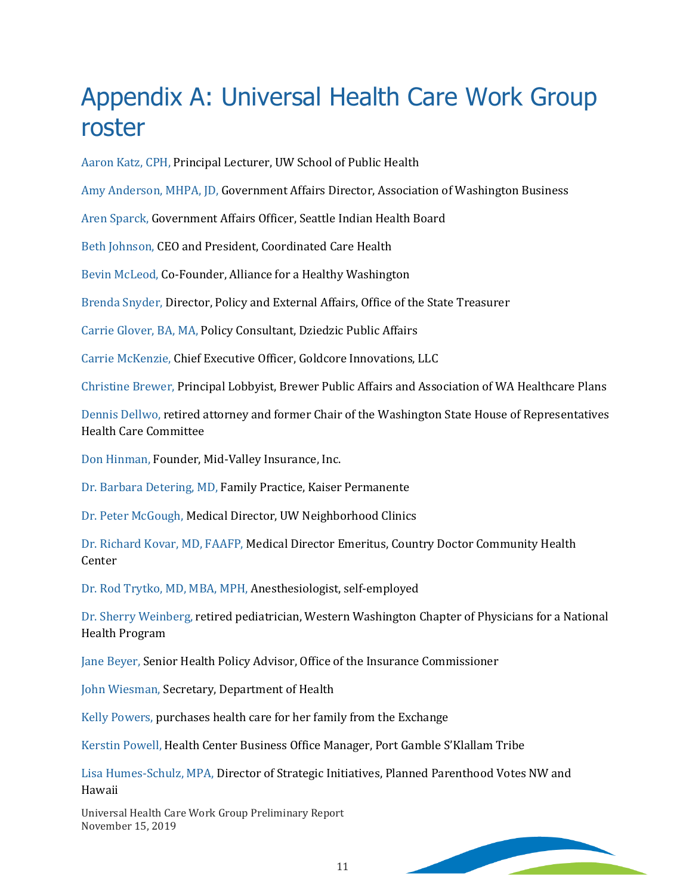# Appendix A: Universal Health Care Work Group roster

Aaron Katz, CPH, Principal Lecturer, UW School of Public Health

Amy Anderson, MHPA, JD, Government Affairs Director, Association of Washington Business

Aren Sparck, Government Affairs Officer, Seattle Indian Health Board

Beth Johnson, CEO and President, Coordinated Care Health

Bevin McLeod, Co-Founder, Alliance for a Healthy Washington

Brenda Snyder, Director, Policy and External Affairs, Office of the State Treasurer

Carrie Glover, BA, MA, Policy Consultant, Dziedzic Public Affairs

Carrie McKenzie, Chief Executive Officer, Goldcore Innovations, LLC

Christine Brewer, Principal Lobbyist, Brewer Public Affairs and Association of WA Healthcare Plans

Dennis Dellwo, retired attorney and former Chair of the Washington State House of Representatives Health Care Committee

Don Hinman, Founder, Mid-Valley Insurance, Inc.

Dr. Barbara Detering, MD, Family Practice, Kaiser Permanente

Dr. Peter McGough, Medical Director, UW Neighborhood Clinics

Dr. Richard Kovar, MD, FAAFP, Medical Director Emeritus, Country Doctor Community Health Center

Dr. Rod Trytko, MD, MBA, MPH, Anesthesiologist, self-employed

Dr. Sherry Weinberg, retired pediatrician, Western Washington Chapter of Physicians for a National Health Program

Jane Beyer, Senior Health Policy Advisor, Office of the Insurance Commissioner

John Wiesman, Secretary, Department of Health

Kelly Powers, purchases health care for her family from the Exchange

Kerstin Powell, Health Center Business Office Manager, Port Gamble S'Klallam Tribe

Lisa Humes-Schulz, MPA, Director of Strategic Initiatives, Planned Parenthood Votes NW and Hawaii

Universal Health Care Work Group Preliminary Report
November 15, 2019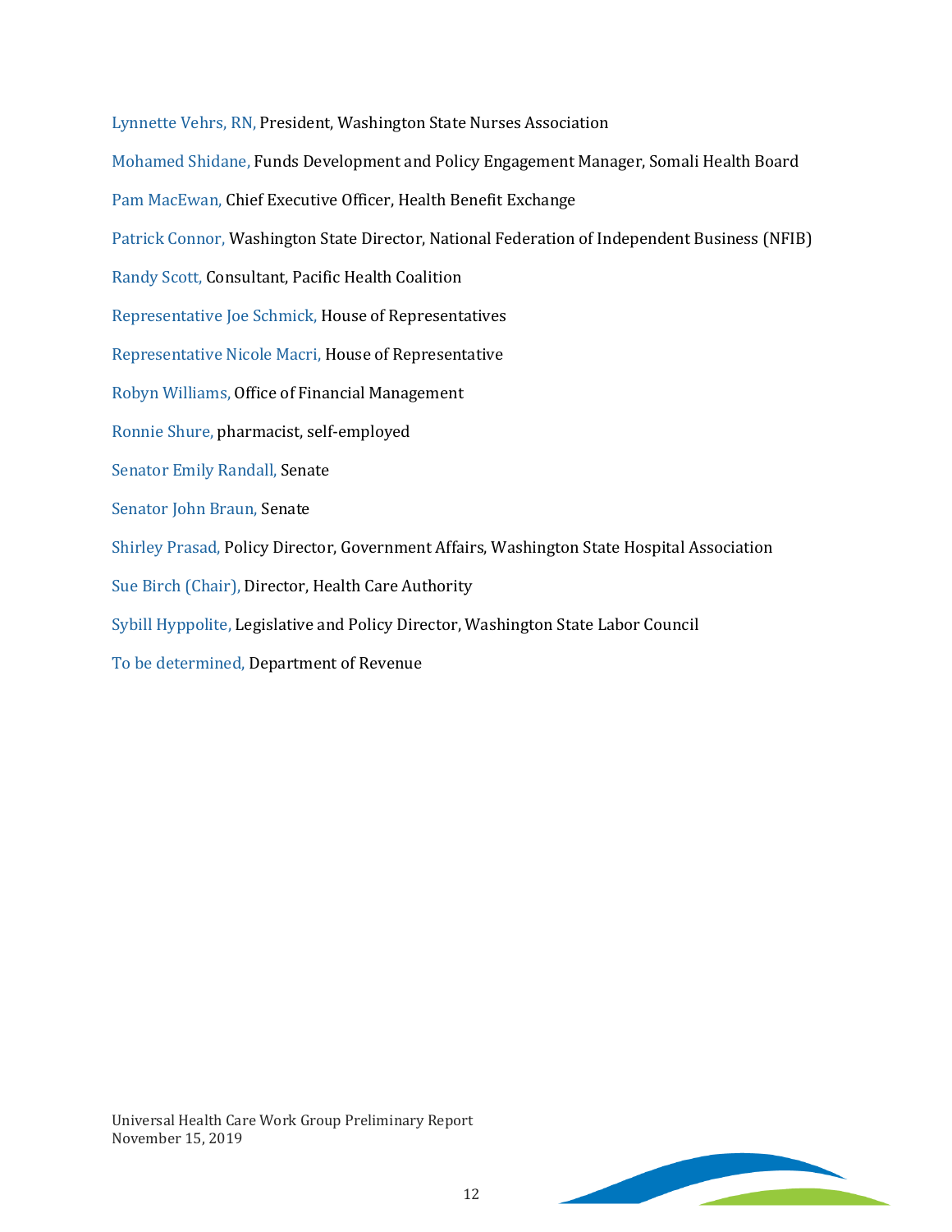Lynnette Vehrs, RN, President, Washington State Nurses Association

Mohamed Shidane, Funds Development and Policy Engagement Manager, Somali Health Board

Pam MacEwan, Chief Executive Officer, Health Benefit Exchange

Patrick Connor, Washington State Director, National Federation of Independent Business (NFIB)

Randy Scott, Consultant, Pacific Health Coalition

Representative Joe Schmick, House of Representatives

Representative Nicole Macri, House of Representative

Robyn Williams, Office of Financial Management

Ronnie Shure, pharmacist, self-employed

Senator Emily Randall, Senate

Senator John Braun, Senate

Shirley Prasad, Policy Director, Government Affairs, Washington State Hospital Association

Sue Birch (Chair), Director, Health Care Authority

Sybill Hyppolite, Legislative and Policy Director, Washington State Labor Council

To be determined, Department of Revenue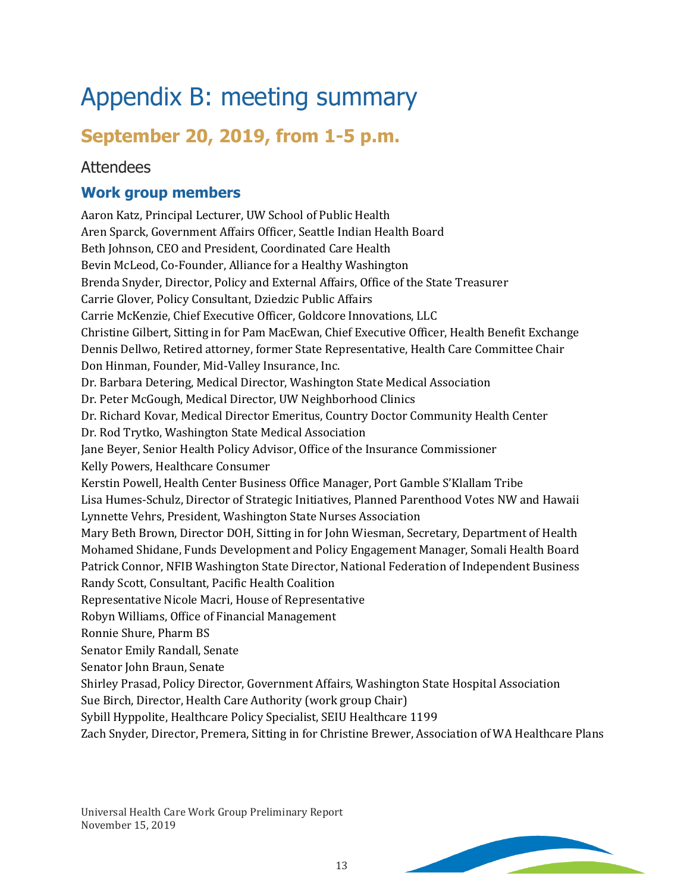# Appendix B: meeting summary

## September 20, 2019, from 1-5 p.m.

### Attendees

#### Work group members

Aaron Katz, Principal Lecturer, UW School of Public Health
Aren Sparck, Government Affairs Officer, Seattle Indian Health Board
Beth Johnson, CEO and President, Coordinated Care Health
Bevin McLeod, Co-Founder, Alliance for a Healthy Washington
Brenda Snyder, Director, Policy and External Affairs, Office of the State Treasurer
Carrie Glover, Policy Consultant, Dziedzic Public Affairs
Carrie McKenzie, Chief Executive Officer, Goldcore Innovations, LLC
Christine Gilbert, Sitting in for Pam MacEwan, Chief Executive Officer, Health Benefit Exchange
Dennis Dellwo, Retired attorney, former State Representative, Health Care Committee Chair
Don Hinman, Founder, Mid-Valley Insurance, Inc.
Dr. Barbara Detering, Medical Director, Washington State Medical Association
Dr. Peter McGough, Medical Director, UW Neighborhood Clinics
Dr. Richard Kovar, Medical Director Emeritus, Country Doctor Community Health Center
Dr. Rod Trytko, Washington State Medical Association
Jane Beyer, Senior Health Policy Advisor, Office of the Insurance Commissioner
Kelly Powers, Healthcare Consumer
Kerstin Powell, Health Center Business Office Manager, Port Gamble S'Klallam Tribe
Lisa Humes-Schulz, Director of Strategic Initiatives, Planned Parenthood Votes NW and Hawaii
Lynnette Vehrs, President, Washington State Nurses Association
Mary Beth Brown, Director DOH, Sitting in for John Wiesman, Secretary, Department of Health
Mohamed Shidane, Funds Development and Policy Engagement Manager, Somali Health Board
Patrick Connor, NFIB Washington State Director, National Federation of Independent Business
Randy Scott, Consultant, Pacific Health Coalition
Representative Nicole Macri, House of Representative
Robyn Williams, Office of Financial Management
Ronnie Shure, Pharm BS
Senator Emily Randall, Senate
Senator John Braun, Senate
Shirley Prasad, Policy Director, Government Affairs, Washington State Hospital Association
Sue Birch, Director, Health Care Authority (work group Chair)
Sybill Hyppolite, Healthcare Policy Specialist, SEIU Healthcare 1199
Zach Snyder, Director, Premera, Sitting in for Christine Brewer, Association of WA Healthcare Plans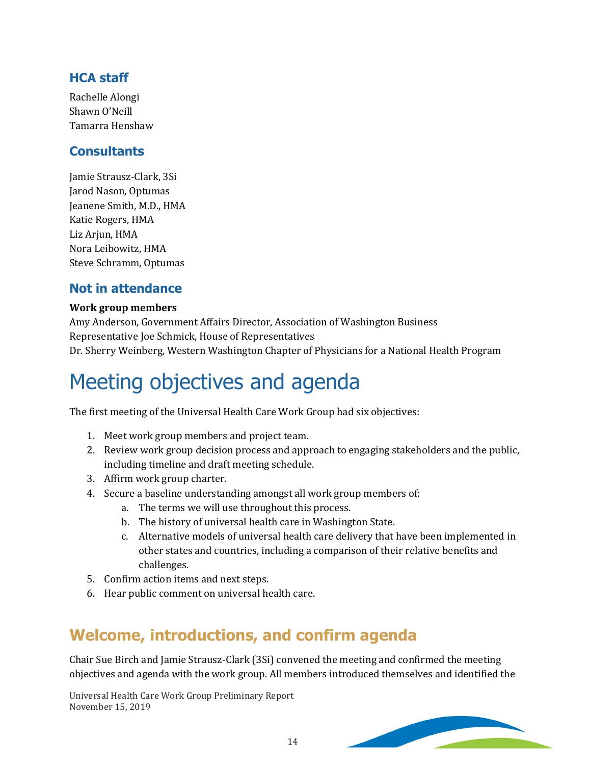### HCA staff

Rachelle Alongi
Shawn O'Neill
Tamarra Henshaw

### Consultants

Jamie Strausz-Clark, 3Si
Jarod Nason, Optumas
Jeanene Smith, M.D., HMA
Katie Rogers, HMA
Liz Arjun, HMA
Nora Leibowitz, HMA
Steve Schramm, Optumas

### Not in attendance

**Work group members**
Amy Anderson, Government Affairs Director, Association of Washington Business
Representative Joe Schmick, House of Representatives
Dr. Sherry Weinberg, Western Washington Chapter of Physicians for a National Health Program

# Meeting objectives and agenda

The first meeting of the Universal Health Care Work Group had six objectives:

1. Meet work group members and project team.
2. Review work group decision process and approach to engaging stakeholders and the public, including timeline and draft meeting schedule.
3. Affirm work group charter.
4. Secure a baseline understanding amongst all work group members of:
   a. The terms we will use throughout this process.
   b. The history of universal health care in Washington State.
   c. Alternative models of universal health care delivery that have been implemented in other states and countries, including a comparison of their relative benefits and challenges.
5. Confirm action items and next steps.
6. Hear public comment on universal health care.

## Welcome, introductions, and confirm agenda

Chair Sue Birch and Jamie Strausz-Clark (3Si) convened the meeting and confirmed the meeting objectives and agenda with the work group. All members introduced themselves and identified the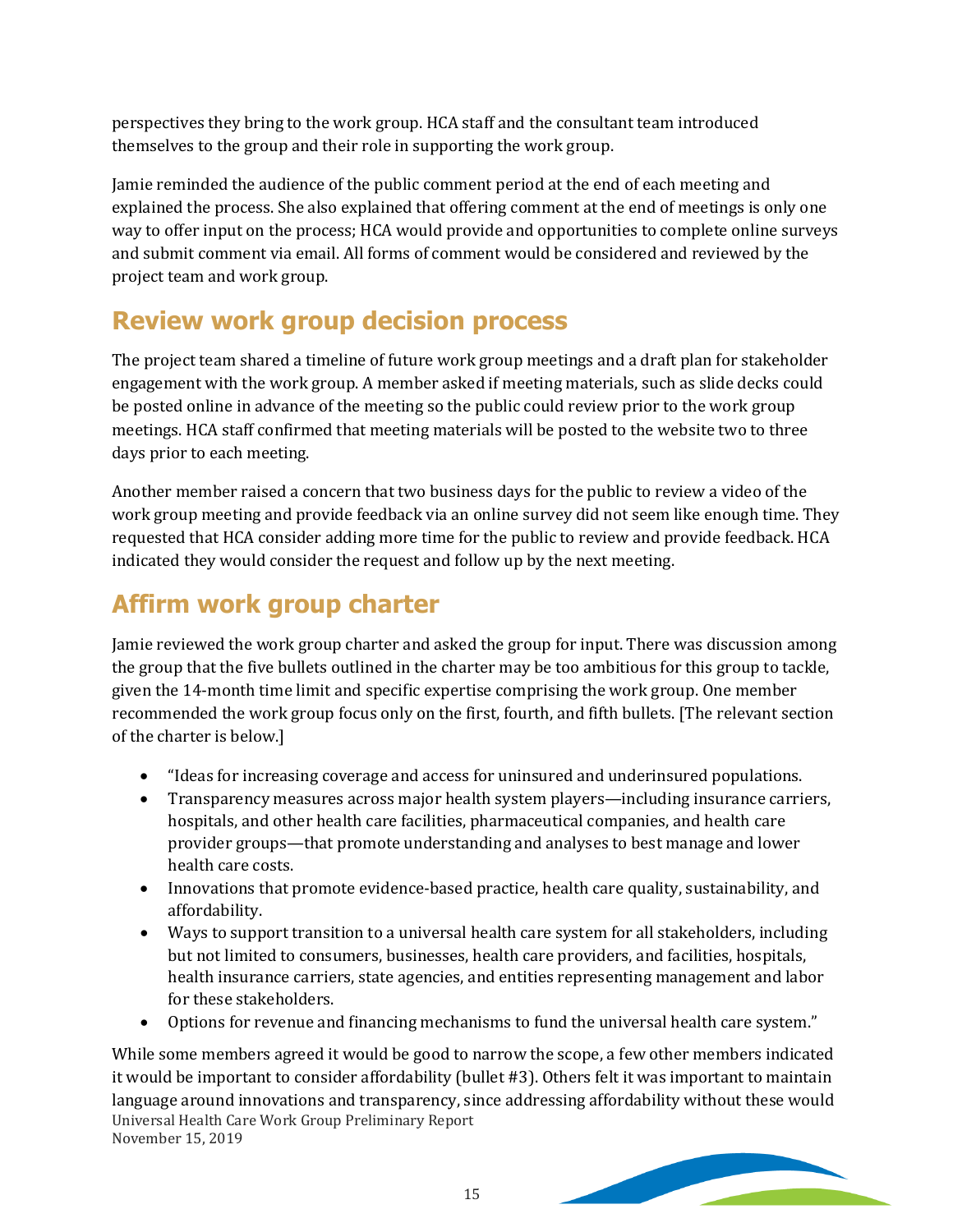perspectives they bring to the work group. HCA staff and the consultant team introduced themselves to the group and their role in supporting the work group.

Jamie reminded the audience of the public comment period at the end of each meeting and explained the process. She also explained that offering comment at the end of meetings is only one way to offer input on the process; HCA would provide and opportunities to complete online surveys and submit comment via email. All forms of comment would be considered and reviewed by the project team and work group.

## Review work group decision process

The project team shared a timeline of future work group meetings and a draft plan for stakeholder engagement with the work group. A member asked if meeting materials, such as slide decks could be posted online in advance of the meeting so the public could review prior to the work group meetings. HCA staff confirmed that meeting materials will be posted to the website two to three days prior to each meeting.

Another member raised a concern that two business days for the public to review a video of the work group meeting and provide feedback via an online survey did not seem like enough time. They requested that HCA consider adding more time for the public to review and provide feedback. HCA indicated they would consider the request and follow up by the next meeting.

## Affirm work group charter

Jamie reviewed the work group charter and asked the group for input. There was discussion among the group that the five bullets outlined in the charter may be too ambitious for this group to tackle, given the 14-month time limit and specific expertise comprising the work group. One member recommended the work group focus only on the first, fourth, and fifth bullets. [The relevant section of the charter is below.]

- "Ideas for increasing coverage and access for uninsured and underinsured populations.
- Transparency measures across major health system players—including insurance carriers, hospitals, and other health care facilities, pharmaceutical companies, and health care provider groups—that promote understanding and analyses to best manage and lower health care costs.
- Innovations that promote evidence-based practice, health care quality, sustainability, and affordability.
- Ways to support transition to a universal health care system for all stakeholders, including but not limited to consumers, businesses, health care providers, and facilities, hospitals, health insurance carriers, state agencies, and entities representing management and labor for these stakeholders.
- Options for revenue and financing mechanisms to fund the universal health care system."

While some members agreed it would be good to narrow the scope, a few other members indicated it would be important to consider affordability (bullet #3). Others felt it was important to maintain language around innovations and transparency, since addressing affordability without these would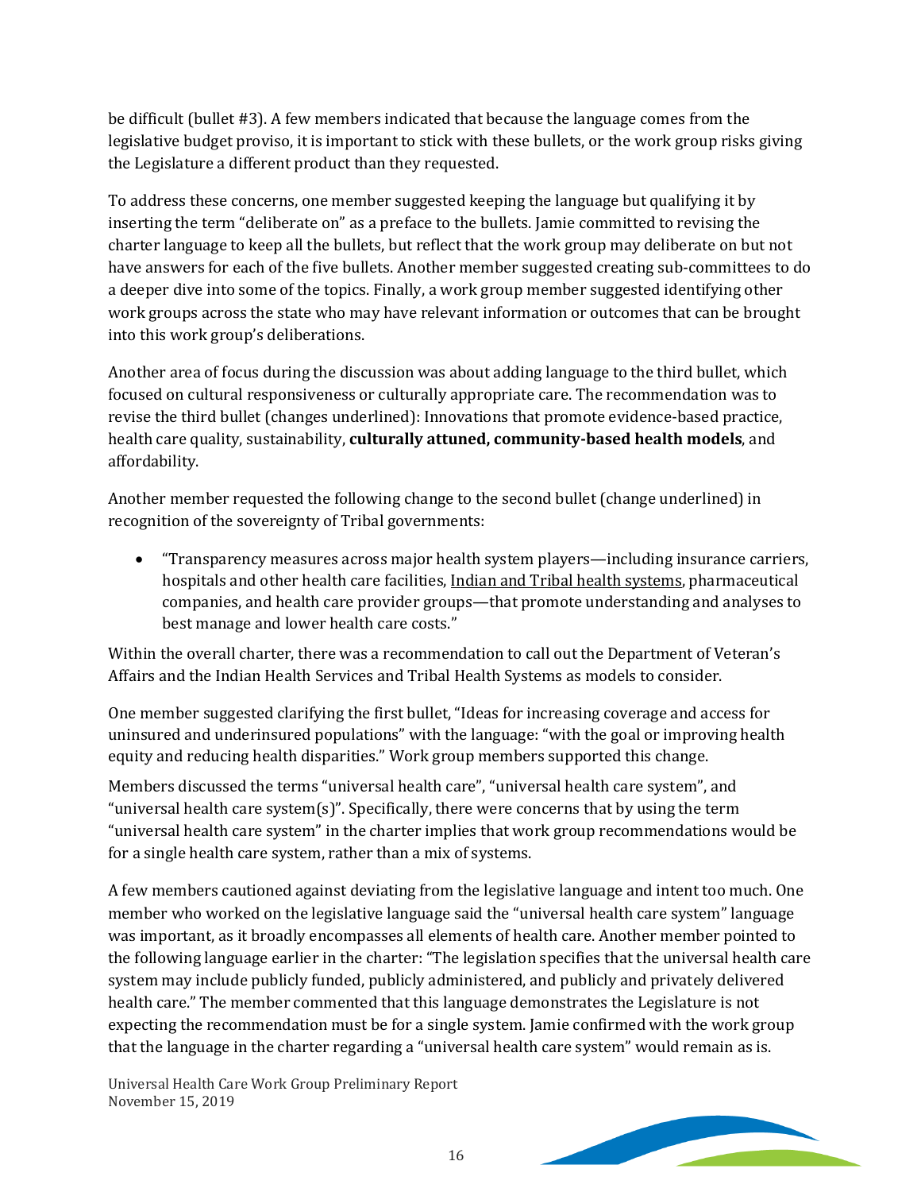be difficult (bullet #3). A few members indicated that because the language comes from the legislative budget proviso, it is important to stick with these bullets, or the work group risks giving the Legislature a different product than they requested.

To address these concerns, one member suggested keeping the language but qualifying it by inserting the term "deliberate on" as a preface to the bullets. Jamie committed to revising the charter language to keep all the bullets, but reflect that the work group may deliberate on but not have answers for each of the five bullets. Another member suggested creating sub-committees to do a deeper dive into some of the topics. Finally, a work group member suggested identifying other work groups across the state who may have relevant information or outcomes that can be brought into this work group's deliberations.

Another area of focus during the discussion was about adding language to the third bullet, which focused on cultural responsiveness or culturally appropriate care. The recommendation was to revise the third bullet (changes underlined): Innovations that promote evidence-based practice, health care quality, sustainability, **culturally attuned, community-based health models**, and affordability.

Another member requested the following change to the second bullet (change underlined) in recognition of the sovereignty of Tribal governments:

- "Transparency measures across major health system players—including insurance carriers, hospitals and other health care facilities, <u>Indian and Tribal health systems</u>, pharmaceutical companies, and health care provider groups—that promote understanding and analyses to best manage and lower health care costs."

Within the overall charter, there was a recommendation to call out the Department of Veteran's Affairs and the Indian Health Services and Tribal Health Systems as models to consider.

One member suggested clarifying the first bullet, "Ideas for increasing coverage and access for uninsured and underinsured populations" with the language: "with the goal or improving health equity and reducing health disparities." Work group members supported this change.

Members discussed the terms "universal health care", "universal health care system", and "universal health care system(s)". Specifically, there were concerns that by using the term "universal health care system" in the charter implies that work group recommendations would be for a single health care system, rather than a mix of systems.

A few members cautioned against deviating from the legislative language and intent too much. One member who worked on the legislative language said the "universal health care system" language was important, as it broadly encompasses all elements of health care. Another member pointed to the following language earlier in the charter: "The legislation specifies that the universal health care system may include publicly funded, publicly administered, and publicly and privately delivered health care." The member commented that this language demonstrates the Legislature is not expecting the recommendation must be for a single system. Jamie confirmed with the work group that the language in the charter regarding a "universal health care system" would remain as is.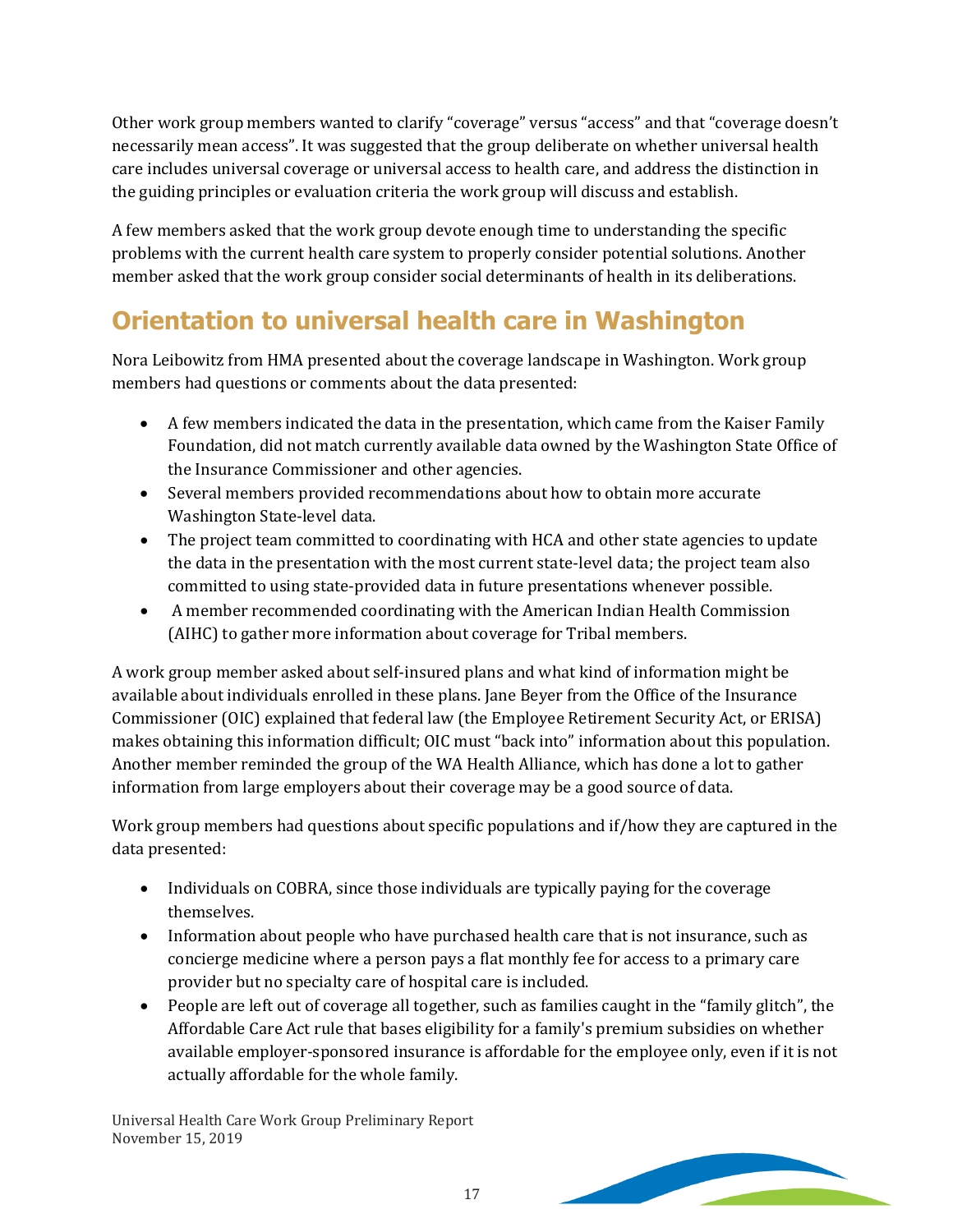Other work group members wanted to clarify "coverage" versus "access" and that "coverage doesn't necessarily mean access". It was suggested that the group deliberate on whether universal health care includes universal coverage or universal access to health care, and address the distinction in the guiding principles or evaluation criteria the work group will discuss and establish.

A few members asked that the work group devote enough time to understanding the specific problems with the current health care system to properly consider potential solutions. Another member asked that the work group consider social determinants of health in its deliberations.

## Orientation to universal health care in Washington

Nora Leibowitz from HMA presented about the coverage landscape in Washington. Work group members had questions or comments about the data presented:

- A few members indicated the data in the presentation, which came from the Kaiser Family Foundation, did not match currently available data owned by the Washington State Office of the Insurance Commissioner and other agencies.
- Several members provided recommendations about how to obtain more accurate Washington State-level data.
- The project team committed to coordinating with HCA and other state agencies to update the data in the presentation with the most current state-level data; the project team also committed to using state-provided data in future presentations whenever possible.
- A member recommended coordinating with the American Indian Health Commission (AIHC) to gather more information about coverage for Tribal members.

A work group member asked about self-insured plans and what kind of information might be available about individuals enrolled in these plans. Jane Beyer from the Office of the Insurance Commissioner (OIC) explained that federal law (the Employee Retirement Security Act, or ERISA) makes obtaining this information difficult; OIC must "back into" information about this population. Another member reminded the group of the WA Health Alliance, which has done a lot to gather information from large employers about their coverage may be a good source of data.

Work group members had questions about specific populations and if/how they are captured in the data presented:

- Individuals on COBRA, since those individuals are typically paying for the coverage themselves.
- Information about people who have purchased health care that is not insurance, such as concierge medicine where a person pays a flat monthly fee for access to a primary care provider but no specialty care of hospital care is included.
- People are left out of coverage all together, such as families caught in the "family glitch", the Affordable Care Act rule that bases eligibility for a family's premium subsidies on whether available employer-sponsored insurance is affordable for the employee only, even if it is not actually affordable for the whole family.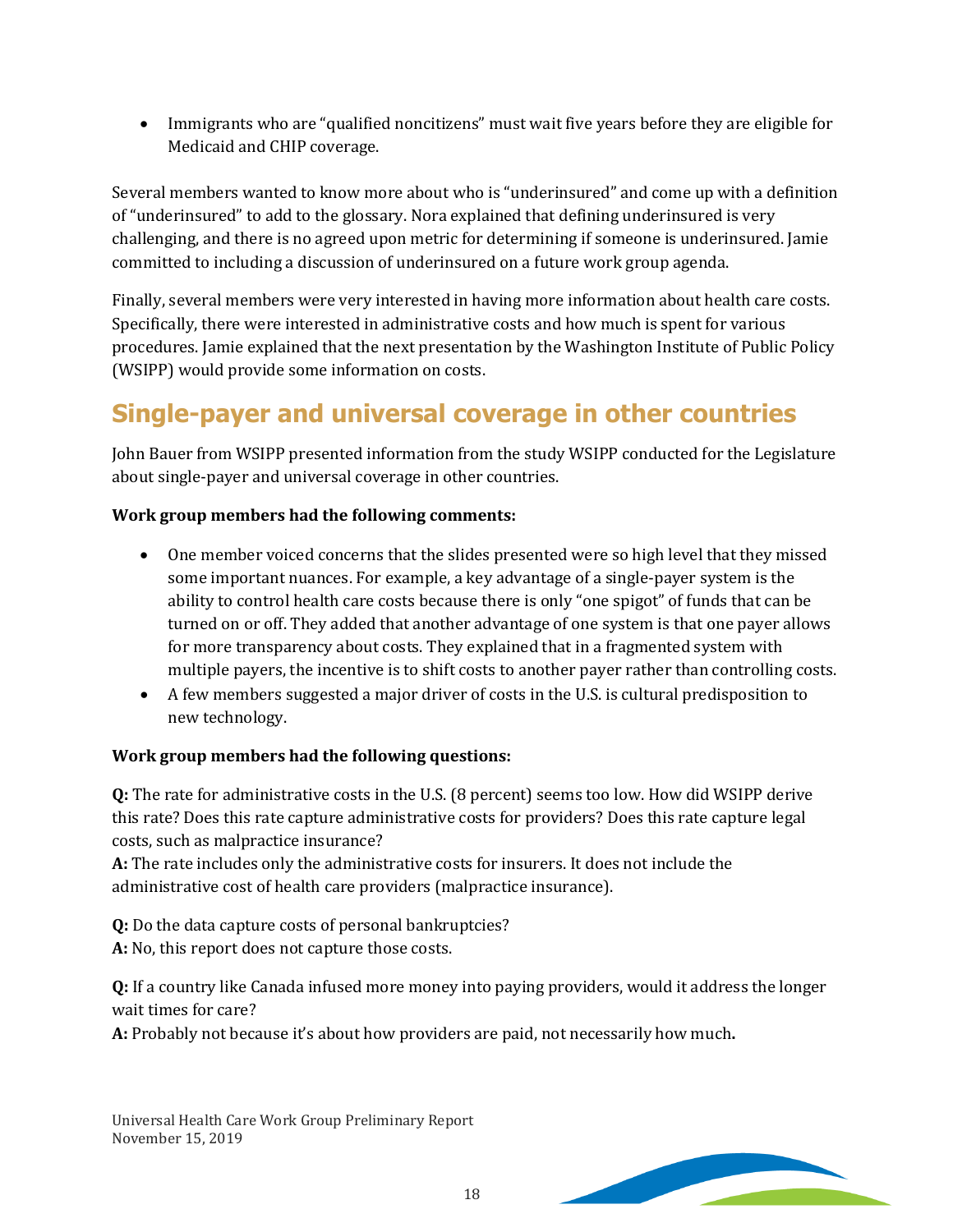- Immigrants who are "qualified noncitizens" must wait five years before they are eligible for Medicaid and CHIP coverage.

Several members wanted to know more about who is "underinsured" and come up with a definition of "underinsured" to add to the glossary. Nora explained that defining underinsured is very challenging, and there is no agreed upon metric for determining if someone is underinsured. Jamie committed to including a discussion of underinsured on a future work group agenda.

Finally, several members were very interested in having more information about health care costs. Specifically, there were interested in administrative costs and how much is spent for various procedures. Jamie explained that the next presentation by the Washington Institute of Public Policy (WSIPP) would provide some information on costs.

## Single-payer and universal coverage in other countries

John Bauer from WSIPP presented information from the study WSIPP conducted for the Legislature about single-payer and universal coverage in other countries.

**Work group members had the following comments:**

- One member voiced concerns that the slides presented were so high level that they missed some important nuances. For example, a key advantage of a single-payer system is the ability to control health care costs because there is only "one spigot" of funds that can be turned on or off. They added that another advantage of one system is that one payer allows for more transparency about costs. They explained that in a fragmented system with multiple payers, the incentive is to shift costs to another payer rather than controlling costs.
- A few members suggested a major driver of costs in the U.S. is cultural predisposition to new technology.

**Work group members had the following questions:**

**Q:** The rate for administrative costs in the U.S. (8 percent) seems too low. How did WSIPP derive this rate? Does this rate capture administrative costs for providers? Does this rate capture legal costs, such as malpractice insurance?
**A:** The rate includes only the administrative costs for insurers. It does not include the administrative cost of health care providers (malpractice insurance).

**Q:** Do the data capture costs of personal bankruptcies?
**A:** No, this report does not capture those costs.

**Q:** If a country like Canada infused more money into paying providers, would it address the longer wait times for care?
**A:** Probably not because it's about how providers are paid, not necessarily how much.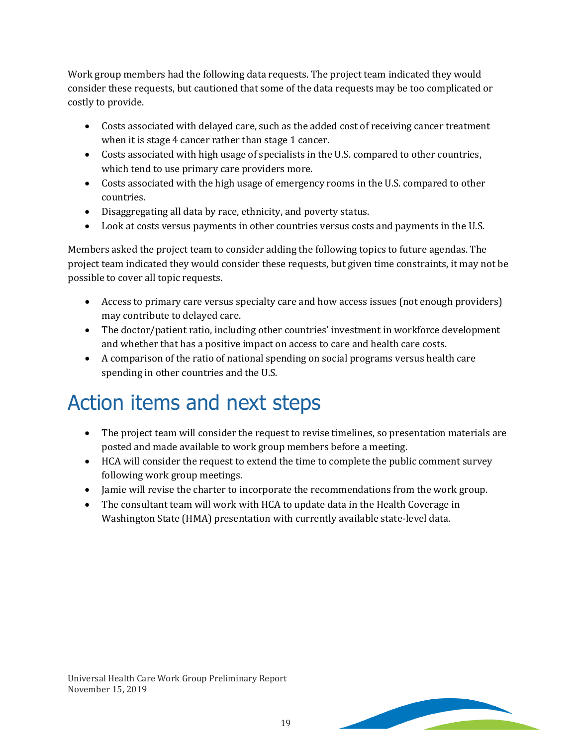Work group members had the following data requests. The project team indicated they would consider these requests, but cautioned that some of the data requests may be too complicated or costly to provide.

- Costs associated with delayed care, such as the added cost of receiving cancer treatment when it is stage 4 cancer rather than stage 1 cancer.
- Costs associated with high usage of specialists in the U.S. compared to other countries, which tend to use primary care providers more.
- Costs associated with the high usage of emergency rooms in the U.S. compared to other countries.
- Disaggregating all data by race, ethnicity, and poverty status.
- Look at costs versus payments in other countries versus costs and payments in the U.S.

Members asked the project team to consider adding the following topics to future agendas. The project team indicated they would consider these requests, but given time constraints, it may not be possible to cover all topic requests.

- Access to primary care versus specialty care and how access issues (not enough providers) may contribute to delayed care.
- The doctor/patient ratio, including other countries' investment in workforce development and whether that has a positive impact on access to care and health care costs.
- A comparison of the ratio of national spending on social programs versus health care spending in other countries and the U.S.

# Action items and next steps

- The project team will consider the request to revise timelines, so presentation materials are posted and made available to work group members before a meeting.
- HCA will consider the request to extend the time to complete the public comment survey following work group meetings.
- Jamie will revise the charter to incorporate the recommendations from the work group.
- The consultant team will work with HCA to update data in the Health Coverage in Washington State (HMA) presentation with currently available state-level data.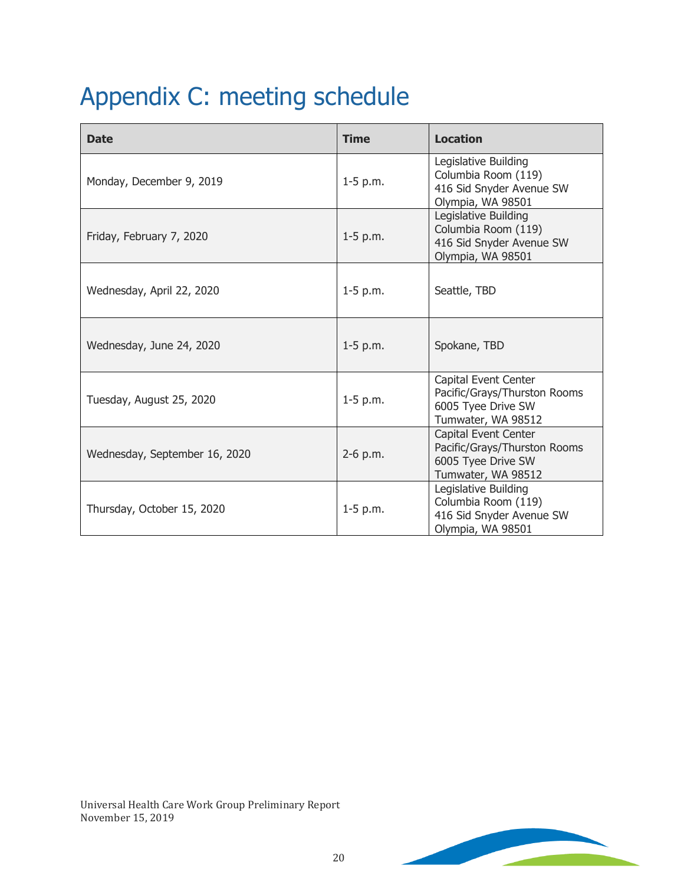# Appendix C: meeting schedule

| Date | Time | Location |
| --- | --- | --- |
| Monday, December 9, 2019 | 1-5 p.m. | Legislative Building<br>Columbia Room (119)<br>416 Sid Snyder Avenue SW<br>Olympia, WA 98501 |
| Friday, February 7, 2020 | 1-5 p.m. | Legislative Building<br>Columbia Room (119)<br>416 Sid Snyder Avenue SW<br>Olympia, WA 98501 |
| Wednesday, April 22, 2020 | 1-5 p.m. | Seattle, TBD |
| Wednesday, June 24, 2020 | 1-5 p.m. | Spokane, TBD |
| Tuesday, August 25, 2020 | 1-5 p.m. | Capital Event Center<br>Pacific/Grays/Thurston Rooms<br>6005 Tyee Drive SW<br>Tumwater, WA 98512 |
| Wednesday, September 16, 2020 | 2-6 p.m. | Capital Event Center<br>Pacific/Grays/Thurston Rooms<br>6005 Tyee Drive SW<br>Tumwater, WA 98512 |
| Thursday, October 15, 2020 | 1-5 p.m. | Legislative Building<br>Columbia Room (119)<br>416 Sid Snyder Avenue SW<br>Olympia, WA 98501 |